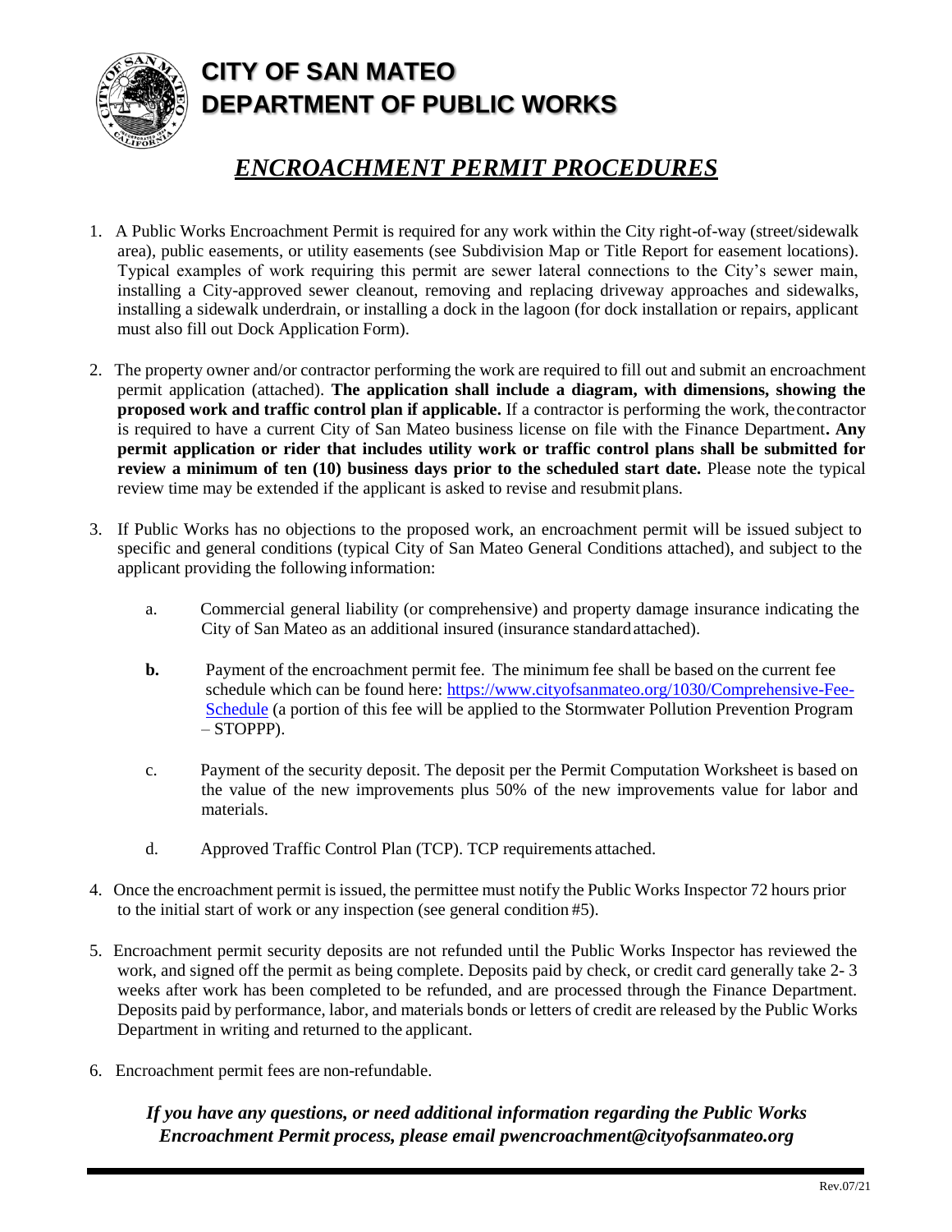# CITY OF SAN MATEO
# DEPARTMENT OF PUBLIC WORKS

## *ENCROACHMENT PERMIT PROCEDURES*

1. A Public Works Encroachment Permit is required for any work within the City right-of-way (street/sidewalk area), public easements, or utility easements (see Subdivision Map or Title Report for easement locations). Typical examples of work requiring this permit are sewer lateral connections to the City's sewer main, installing a City-approved sewer cleanout, removing and replacing driveway approaches and sidewalks, installing a sidewalk underdrain, or installing a dock in the lagoon (for dock installation or repairs, applicant must also fill out Dock Application Form).

2. The property owner and/or contractor performing the work are required to fill out and submit an encroachment permit application (attached). **The application shall include a diagram, with dimensions, showing the proposed work and traffic control plan if applicable.** If a contractor is performing the work, the contractor is required to have a current City of San Mateo business license on file with the Finance Department**. Any permit application or rider that includes utility work or traffic control plans shall be submitted for review a minimum of ten (10) business days prior to the scheduled start date.** Please note the typical review time may be extended if the applicant is asked to revise and resubmit plans.

3. If Public Works has no objections to the proposed work, an encroachment permit will be issued subject to specific and general conditions (typical City of San Mateo General Conditions attached), and subject to the applicant providing the following information:

   a. Commercial general liability (or comprehensive) and property damage insurance indicating the City of San Mateo as an additional insured (insurance standard attached).

   **b.** Payment of the encroachment permit fee. The minimum fee shall be based on the current fee schedule which can be found here: https://www.cityofsanmateo.org/1030/Comprehensive-Fee-Schedule (a portion of this fee will be applied to the Stormwater Pollution Prevention Program – STOPPP).

   c. Payment of the security deposit. The deposit per the Permit Computation Worksheet is based on the value of the new improvements plus 50% of the new improvements value for labor and materials.

   d. Approved Traffic Control Plan (TCP). TCP requirements attached.

4. Once the encroachment permit is issued, the permittee must notify the Public Works Inspector 72 hours prior to the initial start of work or any inspection (see general condition #5).

5. Encroachment permit security deposits are not refunded until the Public Works Inspector has reviewed the work, and signed off the permit as being complete. Deposits paid by check, or credit card generally take 2- 3 weeks after work has been completed to be refunded, and are processed through the Finance Department. Deposits paid by performance, labor, and materials bonds or letters of credit are released by the Public Works Department in writing and returned to the applicant.

6. Encroachment permit fees are non-refundable.

***If you have any questions, or need additional information regarding the Public Works Encroachment Permit process, please email pwencroachment@cityofsanmateo.org***

Rev.07/21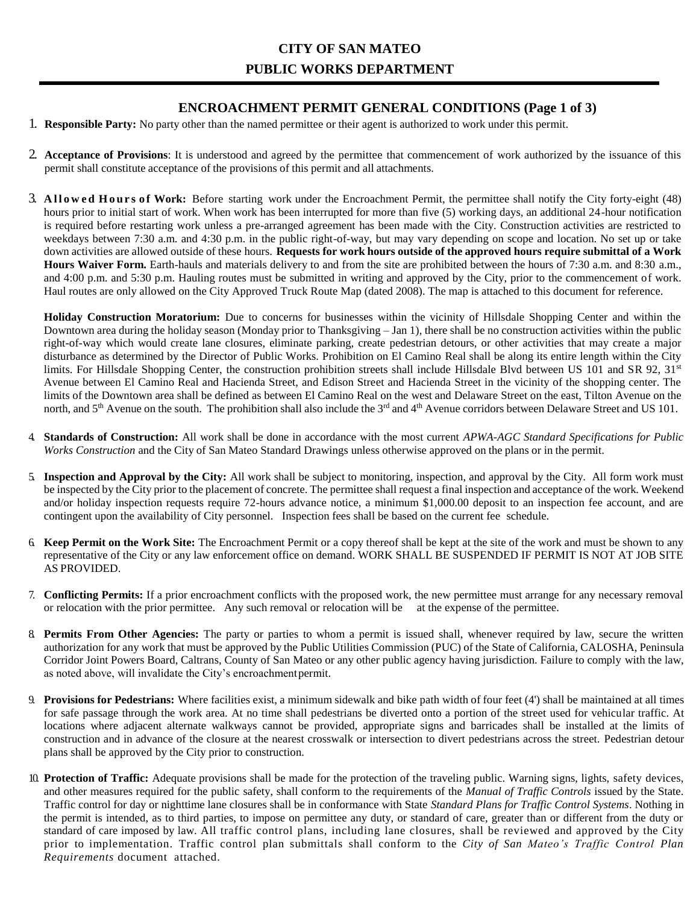# CITY OF SAN MATEO

# PUBLIC WORKS DEPARTMENT

## ENCROACHMENT PERMIT GENERAL CONDITIONS (Page 1 of 3)

1. **Responsible Party:** No party other than the named permittee or their agent is authorized to work under this permit.

2. **Acceptance of Provisions**: It is understood and agreed by the permittee that commencement of work authorized by the issuance of this permit shall constitute acceptance of the provisions of this permit and all attachments.

3. **Allowed Hours of Work:** Before starting work under the Encroachment Permit, the permittee shall notify the City forty-eight (48) hours prior to initial start of work. When work has been interrupted for more than five (5) working days, an additional 24-hour notification is required before restarting work unless a pre-arranged agreement has been made with the City. Construction activities are restricted to weekdays between 7:30 a.m. and 4:30 p.m. in the public right-of-way, but may vary depending on scope and location. No set up or take down activities are allowed outside of these hours. **Requests for work hours outside of the approved hours require submittal of a Work Hours Waiver Form.** Earth-hauls and materials delivery to and from the site are prohibited between the hours of 7:30 a.m. and 8:30 a.m., and 4:00 p.m. and 5:30 p.m. Hauling routes must be submitted in writing and approved by the City, prior to the commencement of work. Haul routes are only allowed on the City Approved Truck Route Map (dated 2008). The map is attached to this document for reference.

   **Holiday Construction Moratorium:** Due to concerns for businesses within the vicinity of Hillsdale Shopping Center and within the Downtown area during the holiday season (Monday prior to Thanksgiving – Jan 1), there shall be no construction activities within the public right-of-way which would create lane closures, eliminate parking, create pedestrian detours, or other activities that may create a major disturbance as determined by the Director of Public Works. Prohibition on El Camino Real shall be along its entire length within the City limits. For Hillsdale Shopping Center, the construction prohibition streets shall include Hillsdale Blvd between US 101 and SR 92, 31st Avenue between El Camino Real and Hacienda Street, and Edison Street and Hacienda Street in the vicinity of the shopping center. The limits of the Downtown area shall be defined as between El Camino Real on the west and Delaware Street on the east, Tilton Avenue on the north, and 5th Avenue on the south. The prohibition shall also include the 3rd and 4th Avenue corridors between Delaware Street and US 101.

4. **Standards of Construction:** All work shall be done in accordance with the most current *APWA-AGC Standard Specifications for Public Works Construction* and the City of San Mateo Standard Drawings unless otherwise approved on the plans or in the permit.

5. **Inspection and Approval by the City:** All work shall be subject to monitoring, inspection, and approval by the City. All form work must be inspected by the City prior to the placement of concrete. The permittee shall request a final inspection and acceptance of the work. Weekend and/or holiday inspection requests require 72-hours advance notice, a minimum $1,000.00 deposit to an inspection fee account, and are contingent upon the availability of City personnel. Inspection fees shall be based on the current fee schedule.

6. **Keep Permit on the Work Site:** The Encroachment Permit or a copy thereof shall be kept at the site of the work and must be shown to any representative of the City or any law enforcement office on demand. WORK SHALL BE SUSPENDED IF PERMIT IS NOT AT JOB SITE AS PROVIDED.

7. **Conflicting Permits:** If a prior encroachment conflicts with the proposed work, the new permittee must arrange for any necessary removal or relocation with the prior permittee. Any such removal or relocation will be at the expense of the permittee.

8. **Permits From Other Agencies:** The party or parties to whom a permit is issued shall, whenever required by law, secure the written authorization for any work that must be approved by the Public Utilities Commission (PUC) of the State of California, CALOSHA, Peninsula Corridor Joint Powers Board, Caltrans, County of San Mateo or any other public agency having jurisdiction. Failure to comply with the law, as noted above, will invalidate the City's encroachment permit.

9. **Provisions for Pedestrians:** Where facilities exist, a minimum sidewalk and bike path width of four feet (4') shall be maintained at all times for safe passage through the work area. At no time shall pedestrians be diverted onto a portion of the street used for vehicular traffic. At locations where adjacent alternate walkways cannot be provided, appropriate signs and barricades shall be installed at the limits of construction and in advance of the closure at the nearest crosswalk or intersection to divert pedestrians across the street. Pedestrian detour plans shall be approved by the City prior to construction.

10. **Protection of Traffic:** Adequate provisions shall be made for the protection of the traveling public. Warning signs, lights, safety devices, and other measures required for the public safety, shall conform to the requirements of the *Manual of Traffic Controls* issued by the State. Traffic control for day or nighttime lane closures shall be in conformance with State *Standard Plans for Traffic Control Systems*. Nothing in the permit is intended, as to third parties, to impose on permittee any duty, or standard of care, greater than or different from the duty or standard of care imposed by law. All traffic control plans, including lane closures, shall be reviewed and approved by the City prior to implementation. Traffic control plan submittals shall conform to the *City of San Mateo's Traffic Control Plan Requirements* document attached.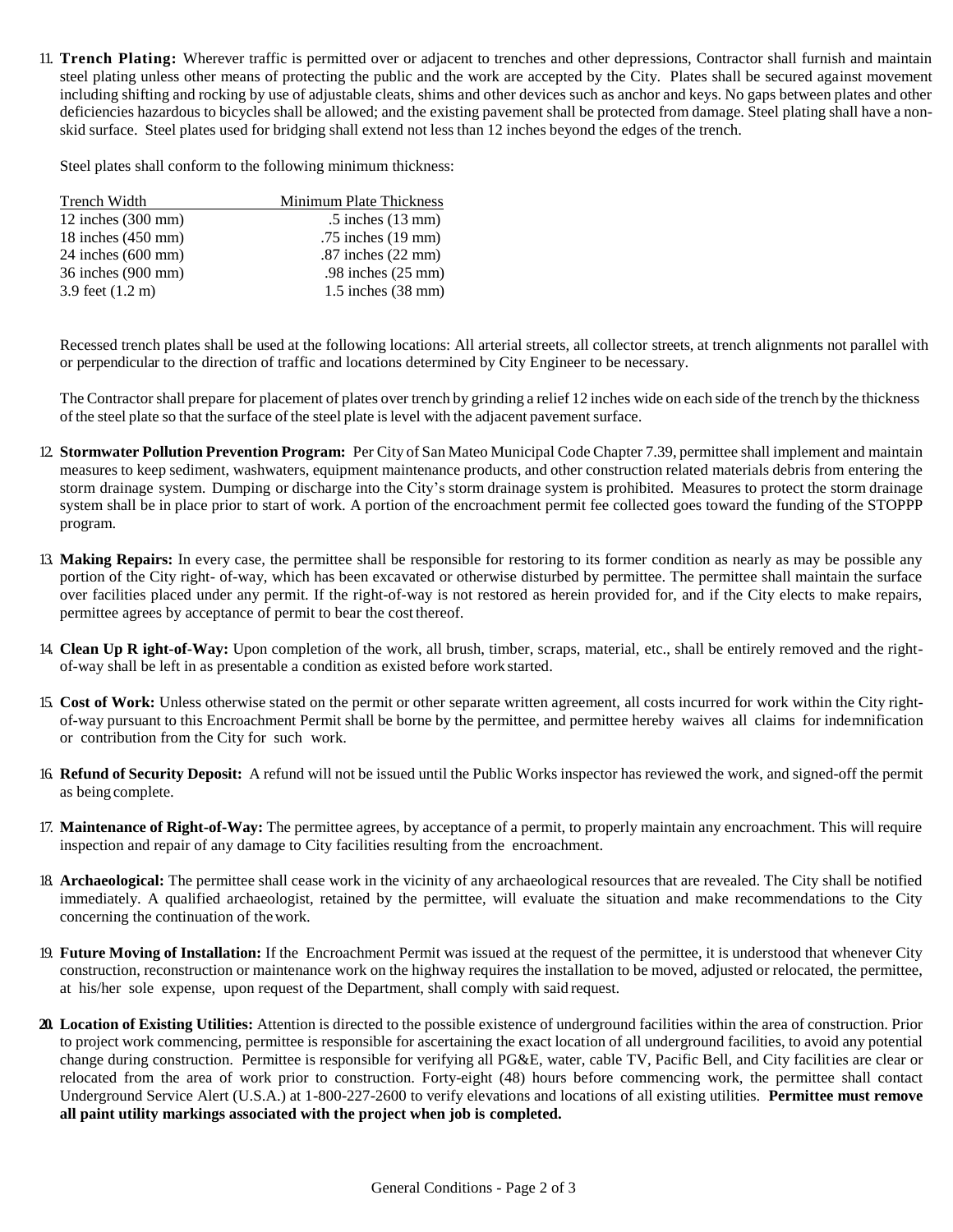11. **Trench Plating:** Wherever traffic is permitted over or adjacent to trenches and other depressions, Contractor shall furnish and maintain steel plating unless other means of protecting the public and the work are accepted by the City. Plates shall be secured against movement including shifting and rocking by use of adjustable cleats, shims and other devices such as anchor and keys. No gaps between plates and other deficiencies hazardous to bicycles shall be allowed; and the existing pavement shall be protected from damage. Steel plating shall have a non-skid surface. Steel plates used for bridging shall extend not less than 12 inches beyond the edges of the trench.

    Steel plates shall conform to the following minimum thickness:

    | Trench Width | Minimum Plate Thickness |
    |---|---|
    | 12 inches (300 mm) | .5 inches (13 mm) |
    | 18 inches (450 mm) | .75 inches (19 mm) |
    | 24 inches (600 mm) | .87 inches (22 mm) |
    | 36 inches (900 mm) | .98 inches (25 mm) |
    | 3.9 feet (1.2 m) | 1.5 inches (38 mm) |

    Recessed trench plates shall be used at the following locations: All arterial streets, all collector streets, at trench alignments not parallel with or perpendicular to the direction of traffic and locations determined by City Engineer to be necessary.

    The Contractor shall prepare for placement of plates over trench by grinding a relief 12 inches wide on each side of the trench by the thickness of the steel plate so that the surface of the steel plate is level with the adjacent pavement surface.

12. **Stormwater Pollution Prevention Program:** Per City of San Mateo Municipal Code Chapter 7.39, permittee shall implement and maintain measures to keep sediment, washwaters, equipment maintenance products, and other construction related materials debris from entering the storm drainage system. Dumping or discharge into the City's storm drainage system is prohibited. Measures to protect the storm drainage system shall be in place prior to start of work. A portion of the encroachment permit fee collected goes toward the funding of the STOPPP program.

13. **Making Repairs:** In every case, the permittee shall be responsible for restoring to its former condition as nearly as may be possible any portion of the City right- of-way, which has been excavated or otherwise disturbed by permittee. The permittee shall maintain the surface over facilities placed under any permit. If the right-of-way is not restored as herein provided for, and if the City elects to make repairs, permittee agrees by acceptance of permit to bear the cost thereof.

14. **Clean Up R ight-of-Way:** Upon completion of the work, all brush, timber, scraps, material, etc., shall be entirely removed and the right-of-way shall be left in as presentable a condition as existed before work started.

15. **Cost of Work:** Unless otherwise stated on the permit or other separate written agreement, all costs incurred for work within the City right-of-way pursuant to this Encroachment Permit shall be borne by the permittee, and permittee hereby waives all claims for indemnification or contribution from the City for such work.

16. **Refund of Security Deposit:** A refund will not be issued until the Public Works inspector has reviewed the work, and signed-off the permit as being complete.

17. **Maintenance of Right-of-Way:** The permittee agrees, by acceptance of a permit, to properly maintain any encroachment. This will require inspection and repair of any damage to City facilities resulting from the encroachment.

18. **Archaeological:** The permittee shall cease work in the vicinity of any archaeological resources that are revealed. The City shall be notified immediately. A qualified archaeologist, retained by the permittee, will evaluate the situation and make recommendations to the City concerning the continuation of the work.

19. **Future Moving of Installation:** If the Encroachment Permit was issued at the request of the permittee, it is understood that whenever City construction, reconstruction or maintenance work on the highway requires the installation to be moved, adjusted or relocated, the permittee, at his/her sole expense, upon request of the Department, shall comply with said request.

20. **Location of Existing Utilities:** Attention is directed to the possible existence of underground facilities within the area of construction. Prior to project work commencing, permittee is responsible for ascertaining the exact location of all underground facilities, to avoid any potential change during construction. Permittee is responsible for verifying all PG&E, water, cable TV, Pacific Bell, and City facilities are clear or relocated from the area of work prior to construction. Forty-eight (48) hours before commencing work, the permittee shall contact Underground Service Alert (U.S.A.) at 1-800-227-2600 to verify elevations and locations of all existing utilities. **Permittee must remove all paint utility markings associated with the project when job is completed.**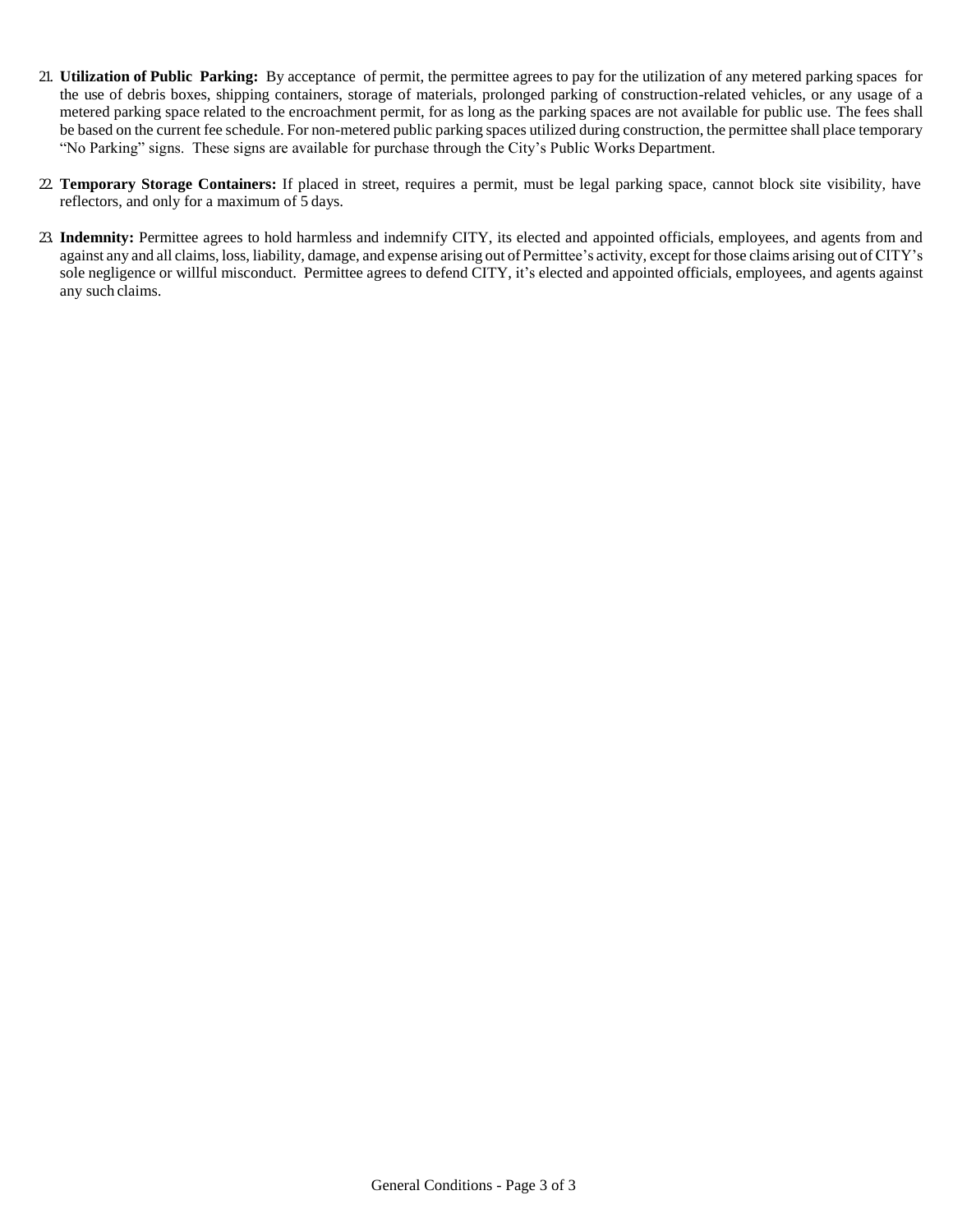21. **Utilization of Public Parking:** By acceptance of permit, the permittee agrees to pay for the utilization of any metered parking spaces for the use of debris boxes, shipping containers, storage of materials, prolonged parking of construction-related vehicles, or any usage of a metered parking space related to the encroachment permit, for as long as the parking spaces are not available for public use. The fees shall be based on the current fee schedule. For non-metered public parking spaces utilized during construction, the permittee shall place temporary "No Parking" signs. These signs are available for purchase through the City's Public Works Department.

22. **Temporary Storage Containers:** If placed in street, requires a permit, must be legal parking space, cannot block site visibility, have reflectors, and only for a maximum of 5 days.

23. **Indemnity:** Permittee agrees to hold harmless and indemnify CITY, its elected and appointed officials, employees, and agents from and against any and all claims, loss, liability, damage, and expense arising out of Permittee's activity, except for those claims arising out of CITY's sole negligence or willful misconduct. Permittee agrees to defend CITY, it's elected and appointed officials, employees, and agents against any such claims.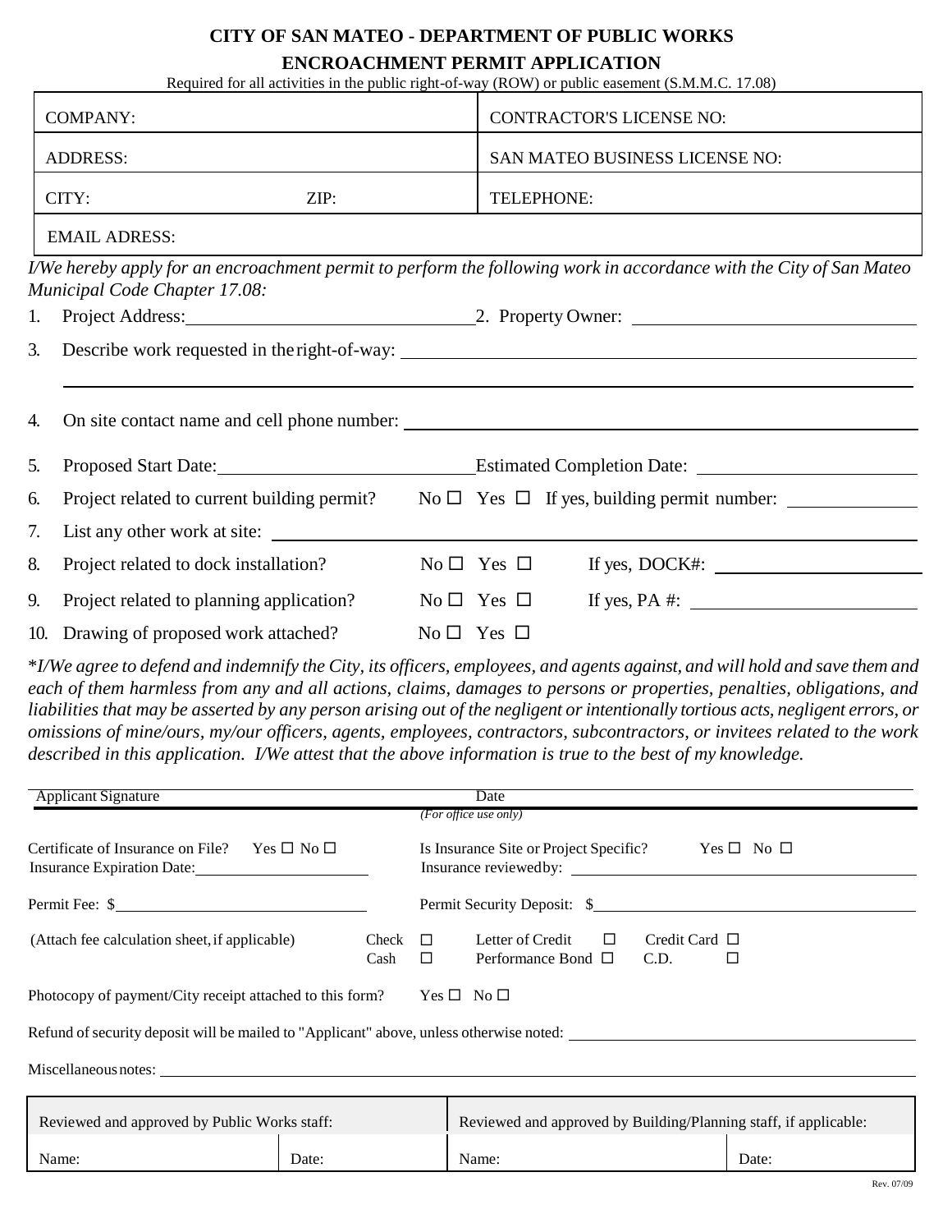# CITY OF SAN MATEO - DEPARTMENT OF PUBLIC WORKS

## ENCROACHMENT PERMIT APPLICATION

Required for all activities in the public right-of-way (ROW) or public easement (S.M.M.C. 17.08)

| | |
|---|---|
| COMPANY: | CONTRACTOR'S LICENSE NO: |
| ADDRESS: | SAN MATEO BUSINESS LICENSE NO: |
| CITY: ZIP: | TELEPHONE: |
| EMAIL ADRESS: | |

*I/We hereby apply for an encroachment permit to perform the following work in accordance with the City of San Mateo Municipal Code Chapter 17.08:*

1. Project Address: \_\_\_\_\_\_\_\_\_\_\_\_\_\_\_\_ 2. Property Owner: \_\_\_\_\_\_\_\_\_\_\_\_\_\_\_\_
3. Describe work requested in the right-of-way: \_\_\_\_\_\_\_\_\_\_\_\_\_\_\_\_
4. On site contact name and cell phone number: \_\_\_\_\_\_\_\_\_\_\_\_\_\_\_\_
5. Proposed Start Date: \_\_\_\_\_\_\_\_\_\_\_\_\_\_\_\_ Estimated Completion Date: \_\_\_\_\_\_\_\_\_\_\_\_\_\_\_\_
6. Project related to current building permit? No ☐ Yes ☐ If yes, building permit number: \_\_\_\_\_\_\_\_\_\_\_\_\_\_\_\_
7. List any other work at site: \_\_\_\_\_\_\_\_\_\_\_\_\_\_\_\_
8. Project related to dock installation? No ☐ Yes ☐ If yes, DOCK#: \_\_\_\_\_\_\_\_\_\_\_\_\_\_\_\_
9. Project related to planning application? No ☐ Yes ☐ If yes, PA #: \_\_\_\_\_\_\_\_\_\_\_\_\_\_\_\_
10. Drawing of proposed work attached? No ☐ Yes ☐

\**I/We agree to defend and indemnify the City, its officers, employees, and agents against, and will hold and save them and each of them harmless from any and all actions, claims, damages to persons or properties, penalties, obligations, and liabilities that may be asserted by any person arising out of the negligent or intentionally tortious acts, negligent errors, or omissions of mine/ours, my/our officers, agents, employees, contractors, subcontractors, or invitees related to the work described in this application. I/We attest that the above information is true to the best of my knowledge.*

Applicant Signature \_\_\_\_\_\_\_\_\_\_\_\_\_\_\_\_ Date \_\_\_\_\_\_\_\_\_\_\_\_\_\_\_\_

*(For office use only)*

Certificate of Insurance on File? Yes ☐ No ☐ Is Insurance Site or Project Specific? Yes ☐ No ☐

Insurance Expiration Date: \_\_\_\_\_\_\_\_\_\_\_\_\_\_\_\_ Insurance reviewed by: \_\_\_\_\_\_\_\_\_\_\_\_\_\_\_\_

Permit Fee: $ \_\_\_\_\_\_\_\_\_\_\_\_\_\_\_\_ Permit Security Deposit: $ \_\_\_\_\_\_\_\_\_\_\_\_\_\_\_\_

(Attach fee calculation sheet, if applicable) Check ☐ Letter of Credit ☐ Credit Card ☐

Cash ☐ Performance Bond ☐ C.D. ☐

Photocopy of payment/City receipt attached to this form? Yes ☐ No ☐

Refund of security deposit will be mailed to "Applicant" above, unless otherwise noted: \_\_\_\_\_\_\_\_\_\_\_\_\_\_\_\_

Miscellaneous notes: \_\_\_\_\_\_\_\_\_\_\_\_\_\_\_\_

| Reviewed and approved by Public Works staff: | | Reviewed and approved by Building/Planning staff, if applicable: | |
|---|---|---|---|
| Name: | Date: | Name: | Date: |

Rev. 07/09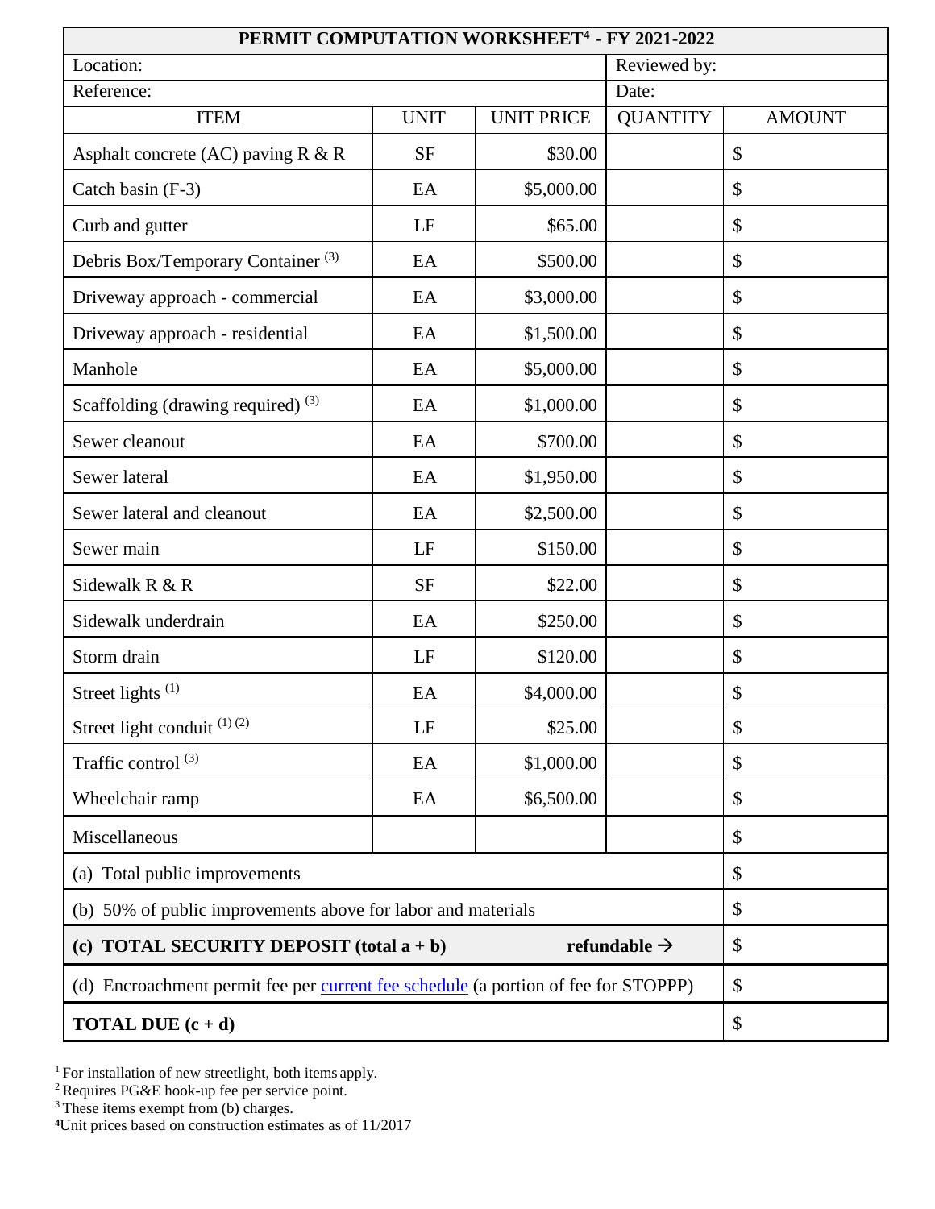| PERMIT COMPUTATION WORKSHEET[4] - FY 2021-2022 | | | | |
|---|---|---|---|---|
| Location: | | | Reviewed by: | |
| Reference: | | | Date: | |
| ITEM | UNIT | UNIT PRICE | QUANTITY | AMOUNT |
| Asphalt concrete (AC) paving R & R | SF | $30.00 | | $ |
| Catch basin (F-3) | EA | $5,000.00 | | $ |
| Curb and gutter | LF | $65.00 | | $ |
| Debris Box/Temporary Container [3] | EA | $500.00 | | $ |
| Driveway approach - commercial | EA | $3,000.00 | | $ |
| Driveway approach - residential | EA | $1,500.00 | | $ |
| Manhole | EA | $5,000.00 | | $ |
| Scaffolding (drawing required) [3] | EA | $1,000.00 | | $ |
| Sewer cleanout | EA | $700.00 | | $ |
| Sewer lateral | EA | $1,950.00 | | $ |
| Sewer lateral and cleanout | EA | $2,500.00 | | $ |
| Sewer main | LF | $150.00 | | $ |
| Sidewalk R & R | SF | $22.00 | | $ |
| Sidewalk underdrain | EA | $250.00 | | $ |
| Storm drain | LF | $120.00 | | $ |
| Street lights [1] | EA | $4,000.00 | | $ |
| Street light conduit [1] [2] | LF | $25.00 | | $ |
| Traffic control [3] | EA | $1,000.00 | | $ |
| Wheelchair ramp | EA | $6,500.00 | | $ |
| Miscellaneous | | | | $ |
| (a) Total public improvements | | | | $ |
| (b) 50% of public improvements above for labor and materials | | | | $ |
| **(c) TOTAL SECURITY DEPOSIT (total a + b)** | | | **refundable →** | $ |
| (d) Encroachment permit fee per current fee schedule (a portion of fee for STOPPP) | | | | $ |
| **TOTAL DUE (c + d)** | | | | $ |

[1] For installation of new streetlight, both items apply.
[2] Requires PG&E hook-up fee per service point.
[3] These items exempt from (b) charges.
[4] Unit prices based on construction estimates as of 11/2017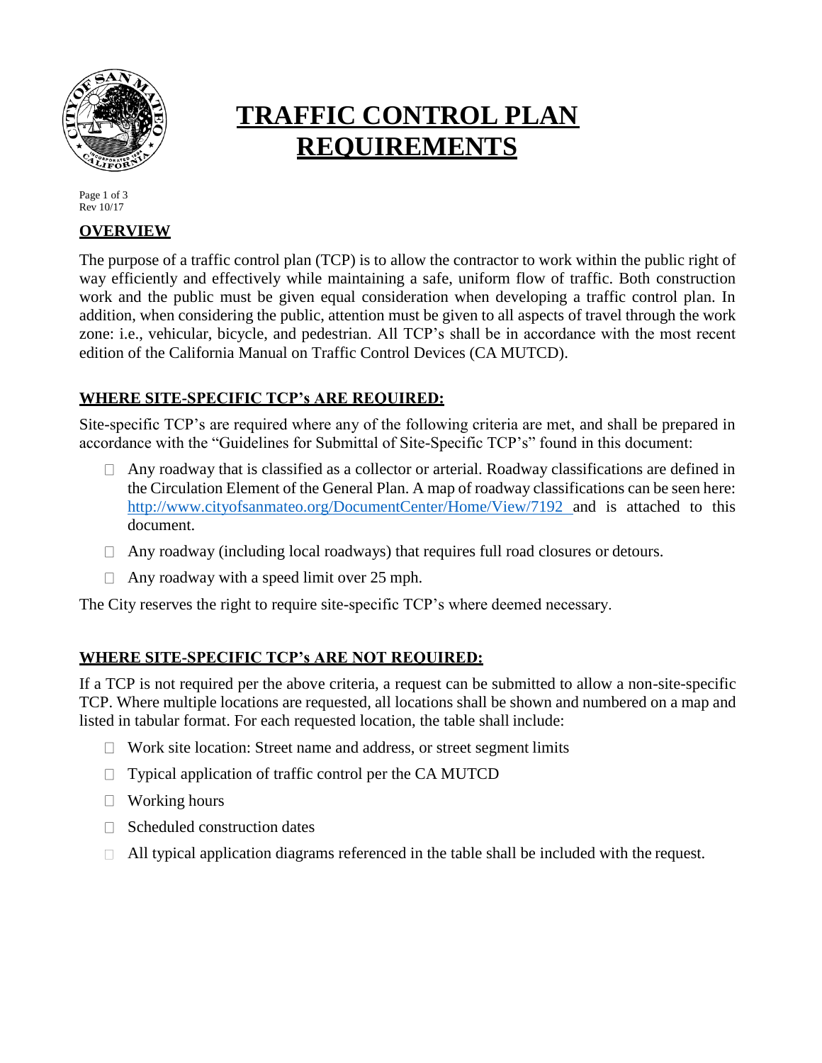# TRAFFIC CONTROL PLAN REQUIREMENTS

Rev 10/17

## OVERVIEW

The purpose of a traffic control plan (TCP) is to allow the contractor to work within the public right of way efficiently and effectively while maintaining a safe, uniform flow of traffic. Both construction work and the public must be given equal consideration when developing a traffic control plan. In addition, when considering the public, attention must be given to all aspects of travel through the work zone: i.e., vehicular, bicycle, and pedestrian. All TCP's shall be in accordance with the most recent edition of the California Manual on Traffic Control Devices (CA MUTCD).

## WHERE SITE-SPECIFIC TCP's ARE REQUIRED:

Site-specific TCP's are required where any of the following criteria are met, and shall be prepared in accordance with the "Guidelines for Submittal of Site-Specific TCP's" found in this document:

- Any roadway that is classified as a collector or arterial. Roadway classifications are defined in the Circulation Element of the General Plan. A map of roadway classifications can be seen here: http://www.cityofsanmateo.org/DocumentCenter/Home/View/7192 and is attached to this document.
- Any roadway (including local roadways) that requires full road closures or detours.
- Any roadway with a speed limit over 25 mph.

The City reserves the right to require site-specific TCP's where deemed necessary.

## WHERE SITE-SPECIFIC TCP's ARE NOT REQUIRED:

If a TCP is not required per the above criteria, a request can be submitted to allow a non-site-specific TCP. Where multiple locations are requested, all locations shall be shown and numbered on a map and listed in tabular format. For each requested location, the table shall include:

- Work site location: Street name and address, or street segment limits
- Typical application of traffic control per the CA MUTCD
- Working hours
- Scheduled construction dates
- All typical application diagrams referenced in the table shall be included with the request.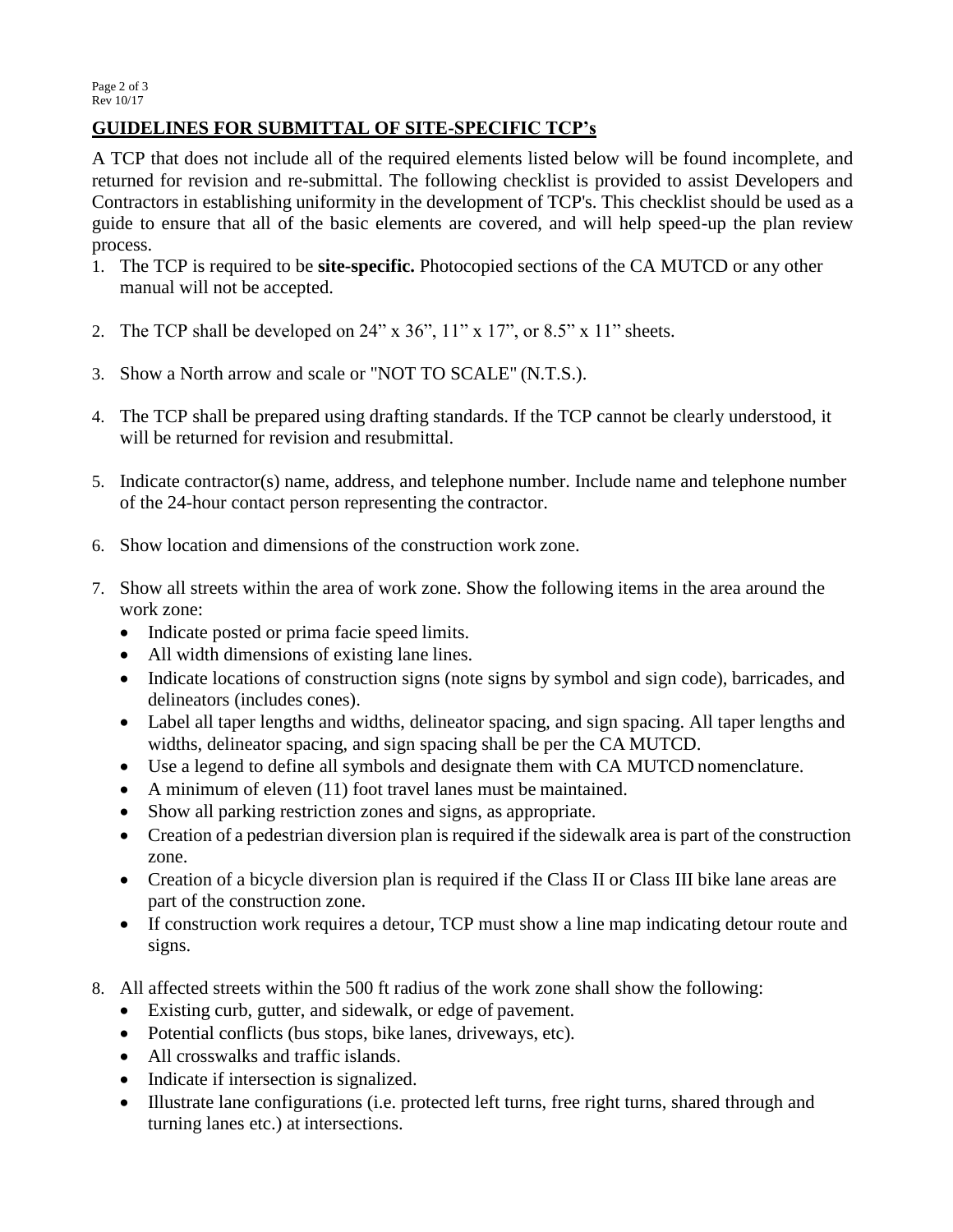## GUIDELINES FOR SUBMITTAL OF SITE-SPECIFIC TCP's

A TCP that does not include all of the required elements listed below will be found incomplete, and returned for revision and re-submittal. The following checklist is provided to assist Developers and Contractors in establishing uniformity in the development of TCP's. This checklist should be used as a guide to ensure that all of the basic elements are covered, and will help speed-up the plan review process.

1. The TCP is required to be **site-specific.** Photocopied sections of the CA MUTCD or any other manual will not be accepted.

2. The TCP shall be developed on 24" x 36", 11" x 17", or 8.5" x 11" sheets.

3. Show a North arrow and scale or "NOT TO SCALE" (N.T.S.).

4. The TCP shall be prepared using drafting standards. If the TCP cannot be clearly understood, it will be returned for revision and resubmittal.

5. Indicate contractor(s) name, address, and telephone number. Include name and telephone number of the 24-hour contact person representing the contractor.

6. Show location and dimensions of the construction work zone.

7. Show all streets within the area of work zone. Show the following items in the area around the work zone:
   - Indicate posted or prima facie speed limits.
   - All width dimensions of existing lane lines.
   - Indicate locations of construction signs (note signs by symbol and sign code), barricades, and delineators (includes cones).
   - Label all taper lengths and widths, delineator spacing, and sign spacing. All taper lengths and widths, delineator spacing, and sign spacing shall be per the CA MUTCD.
   - Use a legend to define all symbols and designate them with CA MUTCD nomenclature.
   - A minimum of eleven (11) foot travel lanes must be maintained.
   - Show all parking restriction zones and signs, as appropriate.
   - Creation of a pedestrian diversion plan is required if the sidewalk area is part of the construction zone.
   - Creation of a bicycle diversion plan is required if the Class II or Class III bike lane areas are part of the construction zone.
   - If construction work requires a detour, TCP must show a line map indicating detour route and signs.

8. All affected streets within the 500 ft radius of the work zone shall show the following:
   - Existing curb, gutter, and sidewalk, or edge of pavement.
   - Potential conflicts (bus stops, bike lanes, driveways, etc).
   - All crosswalks and traffic islands.
   - Indicate if intersection is signalized.
   - Illustrate lane configurations (i.e. protected left turns, free right turns, shared through and turning lanes etc.) at intersections.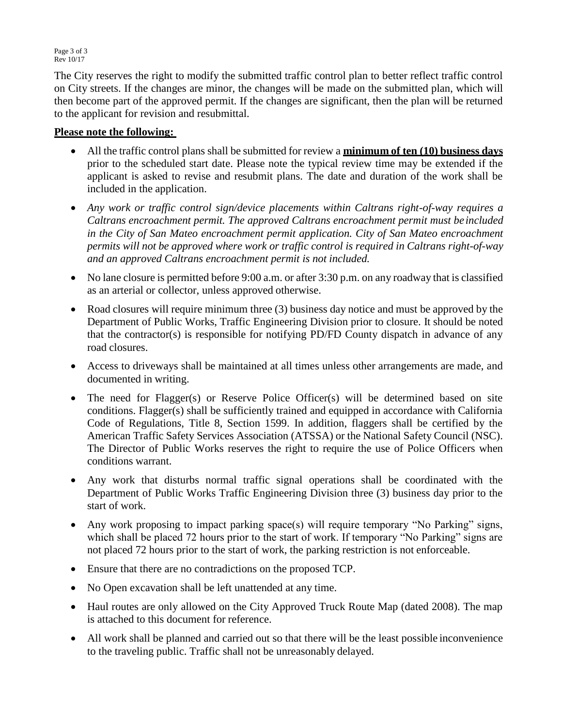The City reserves the right to modify the submitted traffic control plan to better reflect traffic control on City streets. If the changes are minor, the changes will be made on the submitted plan, which will then become part of the approved permit. If the changes are significant, then the plan will be returned to the applicant for revision and resubmittal.

**Please note the following:**

- All the traffic control plans shall be submitted for review a **minimum of ten (10) business days** prior to the scheduled start date. Please note the typical review time may be extended if the applicant is asked to revise and resubmit plans. The date and duration of the work shall be included in the application.
- *Any work or traffic control sign/device placements within Caltrans right-of-way requires a Caltrans encroachment permit. The approved Caltrans encroachment permit must be included in the City of San Mateo encroachment permit application. City of San Mateo encroachment permits will not be approved where work or traffic control is required in Caltrans right-of-way and an approved Caltrans encroachment permit is not included.*
- No lane closure is permitted before 9:00 a.m. or after 3:30 p.m. on any roadway that is classified as an arterial or collector, unless approved otherwise.
- Road closures will require minimum three (3) business day notice and must be approved by the Department of Public Works, Traffic Engineering Division prior to closure. It should be noted that the contractor(s) is responsible for notifying PD/FD County dispatch in advance of any road closures.
- Access to driveways shall be maintained at all times unless other arrangements are made, and documented in writing.
- The need for Flagger(s) or Reserve Police Officer(s) will be determined based on site conditions. Flagger(s) shall be sufficiently trained and equipped in accordance with California Code of Regulations, Title 8, Section 1599. In addition, flaggers shall be certified by the American Traffic Safety Services Association (ATSSA) or the National Safety Council (NSC). The Director of Public Works reserves the right to require the use of Police Officers when conditions warrant.
- Any work that disturbs normal traffic signal operations shall be coordinated with the Department of Public Works Traffic Engineering Division three (3) business day prior to the start of work.
- Any work proposing to impact parking space(s) will require temporary "No Parking" signs, which shall be placed 72 hours prior to the start of work. If temporary "No Parking" signs are not placed 72 hours prior to the start of work, the parking restriction is not enforceable.
- Ensure that there are no contradictions on the proposed TCP.
- No Open excavation shall be left unattended at any time.
- Haul routes are only allowed on the City Approved Truck Route Map (dated 2008). The map is attached to this document for reference.
- All work shall be planned and carried out so that there will be the least possible inconvenience to the traveling public. Traffic shall not be unreasonably delayed.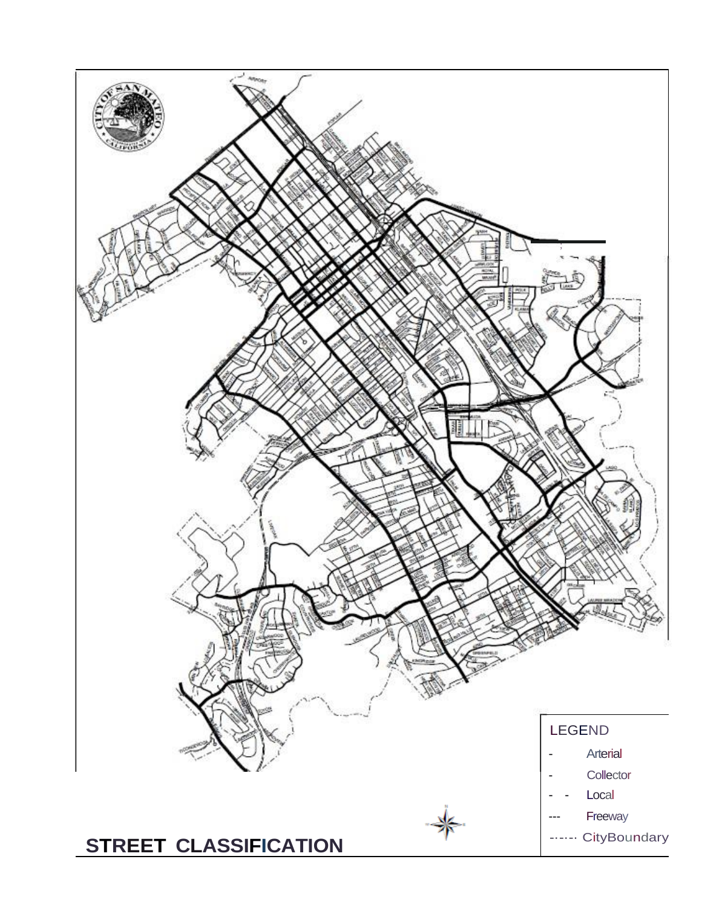LEGEND

- Arterial
- Collector
- - Local
- --- Freeway
- -·-·-· CityBoundary

# STREET CLASSIFICATION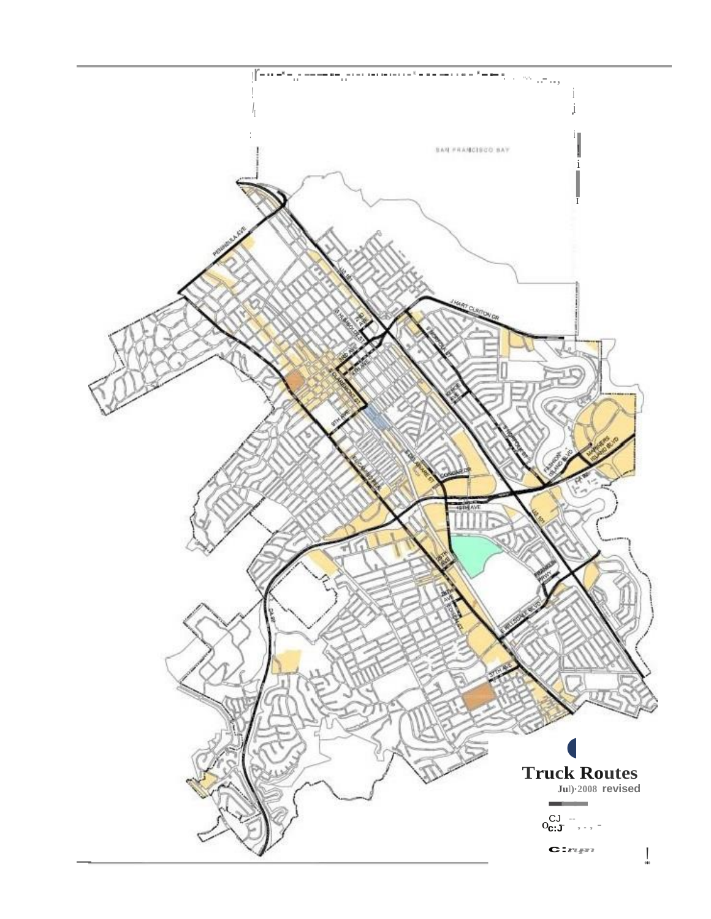# Truck Routes

**July 2008 revised**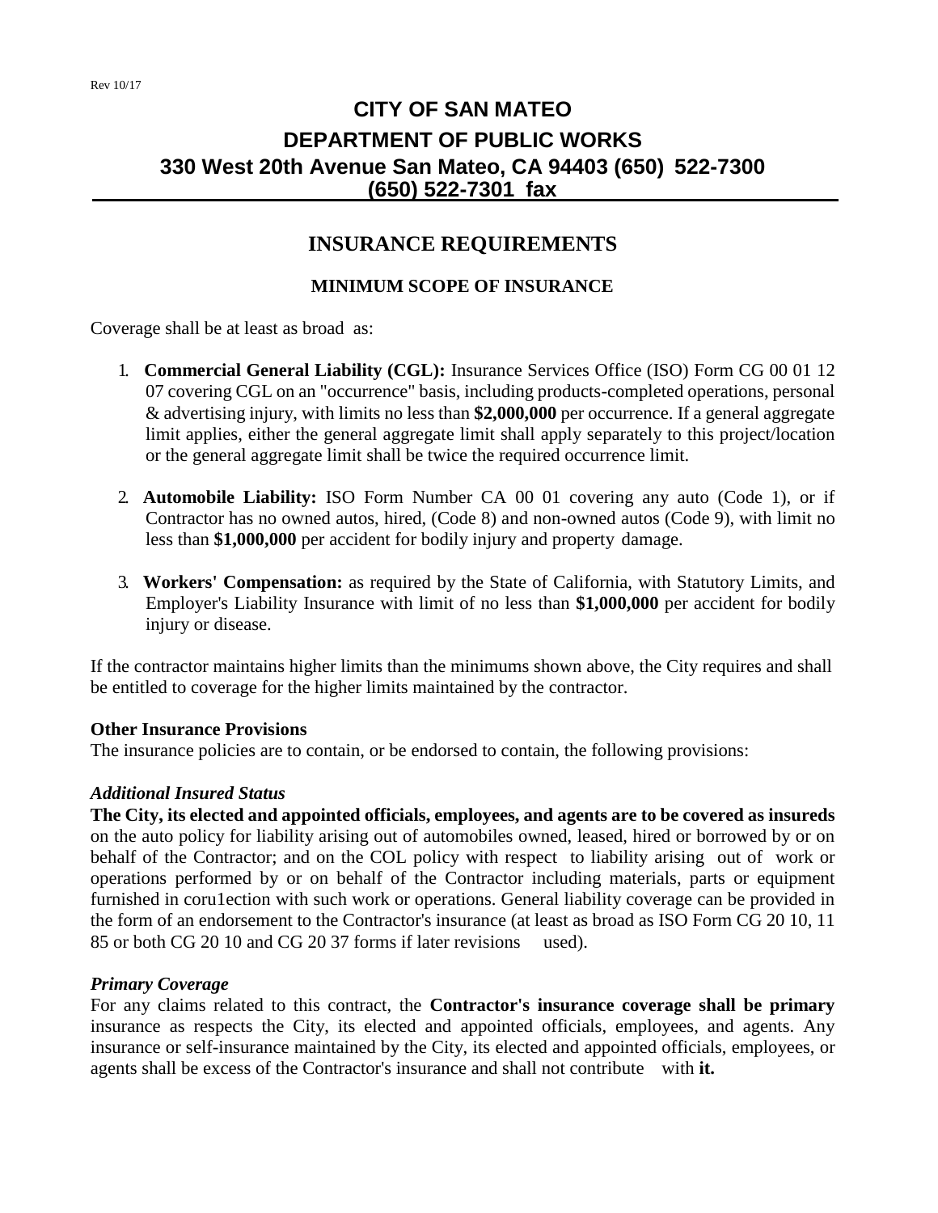Rev 10/17

# CITY OF SAN MATEO
# DEPARTMENT OF PUBLIC WORKS
## 330 West 20th Avenue San Mateo, CA 94403 (650) 522-7300
## (650) 522-7301 fax

## INSURANCE REQUIREMENTS

### MINIMUM SCOPE OF INSURANCE

Coverage shall be at least as broad as:

1. **Commercial General Liability (CGL):** Insurance Services Office (ISO) Form CG 00 01 12 07 covering CGL on an "occurrence" basis, including products-completed operations, personal & advertising injury, with limits no less than **$2,000,000** per occurrence. If a general aggregate limit applies, either the general aggregate limit shall apply separately to this project/location or the general aggregate limit shall be twice the required occurrence limit.

2. **Automobile Liability:** ISO Form Number CA 00 01 covering any auto (Code 1), or if Contractor has no owned autos, hired, (Code 8) and non-owned autos (Code 9), with limit no less than **$1,000,000** per accident for bodily injury and property damage.

3. **Workers' Compensation:** as required by the State of California, with Statutory Limits, and Employer's Liability Insurance with limit of no less than **$1,000,000** per accident for bodily injury or disease.

If the contractor maintains higher limits than the minimums shown above, the City requires and shall be entitled to coverage for the higher limits maintained by the contractor.

**Other Insurance Provisions**
The insurance policies are to contain, or be endorsed to contain, the following provisions:

***Additional Insured Status***
**The City, its elected and appointed officials, employees, and agents are to be covered as insureds** on the auto policy for liability arising out of automobiles owned, leased, hired or borrowed by or on behalf of the Contractor; and on the COL policy with respect to liability arising out of work or operations performed by or on behalf of the Contractor including materials, parts or equipment furnished in coru1ection with such work or operations. General liability coverage can be provided in the form of an endorsement to the Contractor's insurance (at least as broad as ISO Form CG 20 10, 11 85 or both CG 20 10 and CG 20 37 forms if later revisions used).

***Primary Coverage***
For any claims related to this contract, the **Contractor's insurance coverage shall be primary** insurance as respects the City, its elected and appointed officials, employees, and agents. Any insurance or self-insurance maintained by the City, its elected and appointed officials, employees, or agents shall be excess of the Contractor's insurance and shall not contribute with **it.**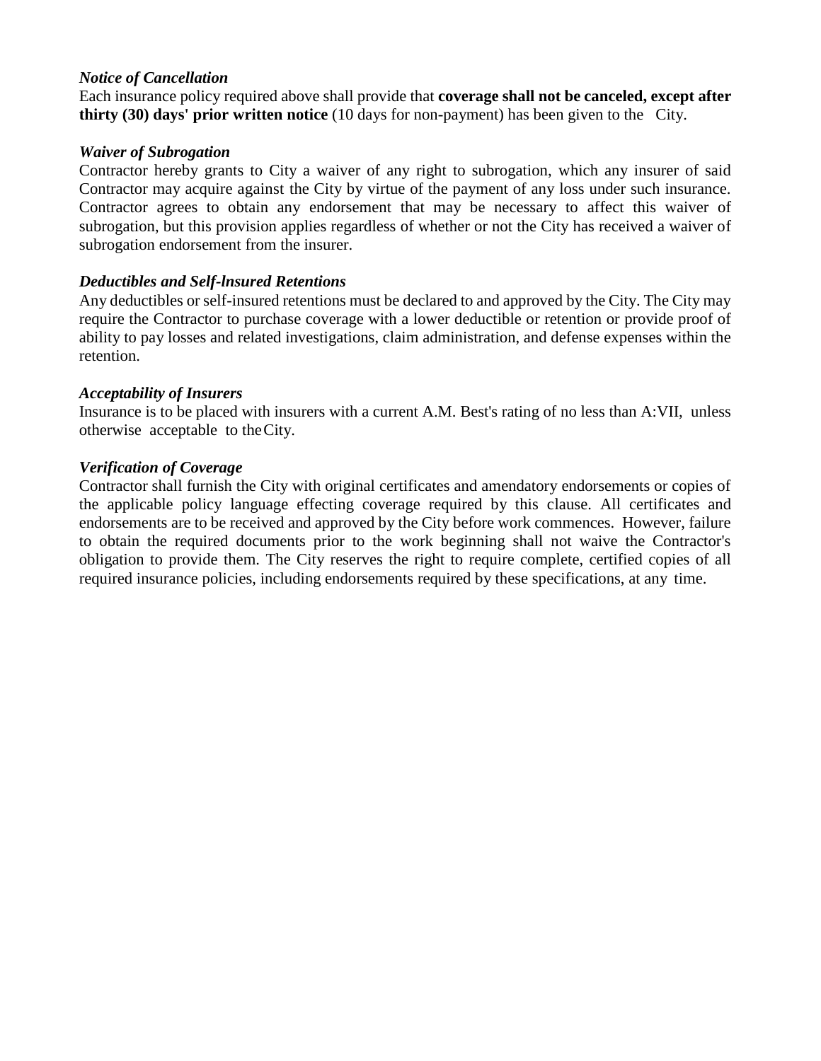***Notice of Cancellation***

Each insurance policy required above shall provide that **coverage shall not be canceled, except after thirty (30) days' prior written notice** (10 days for non-payment) has been given to the City.

***Waiver of Subrogation***

Contractor hereby grants to City a waiver of any right to subrogation, which any insurer of said Contractor may acquire against the City by virtue of the payment of any loss under such insurance. Contractor agrees to obtain any endorsement that may be necessary to affect this waiver of subrogation, but this provision applies regardless of whether or not the City has received a waiver of subrogation endorsement from the insurer.

***Deductibles and Self-Insured Retentions***

Any deductibles or self-insured retentions must be declared to and approved by the City. The City may require the Contractor to purchase coverage with a lower deductible or retention or provide proof of ability to pay losses and related investigations, claim administration, and defense expenses within the retention.

***Acceptability of Insurers***

Insurance is to be placed with insurers with a current A.M. Best's rating of no less than A:VII, unless otherwise acceptable to the City.

***Verification of Coverage***

Contractor shall furnish the City with original certificates and amendatory endorsements or copies of the applicable policy language effecting coverage required by this clause. All certificates and endorsements are to be received and approved by the City before work commences. However, failure to obtain the required documents prior to the work beginning shall not waive the Contractor's obligation to provide them. The City reserves the right to require complete, certified copies of all required insurance policies, including endorsements required by these specifications, at any time.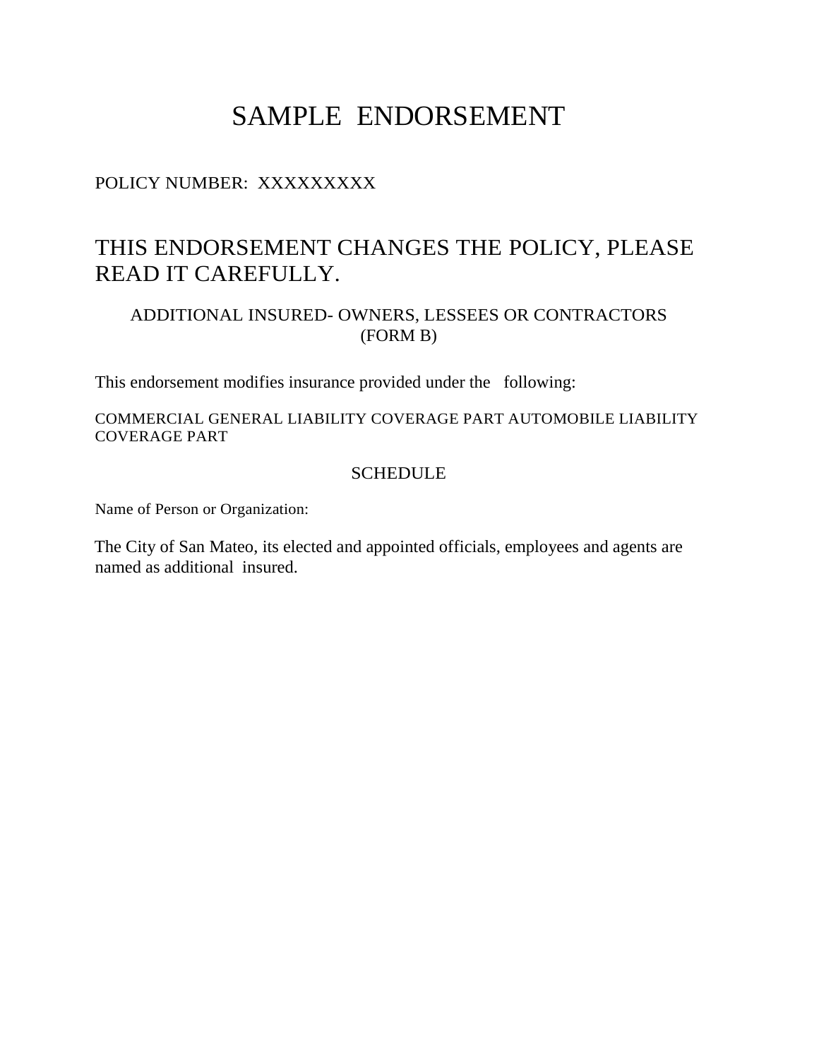# SAMPLE ENDORSEMENT

POLICY NUMBER: XXXXXXXXX

## THIS ENDORSEMENT CHANGES THE POLICY, PLEASE READ IT CAREFULLY.

ADDITIONAL INSURED- OWNERS, LESSEES OR CONTRACTORS
(FORM B)

This endorsement modifies insurance provided under the following:

COMMERCIAL GENERAL LIABILITY COVERAGE PART AUTOMOBILE LIABILITY COVERAGE PART

SCHEDULE

Name of Person or Organization:

The City of San Mateo, its elected and appointed officials, employees and agents are named as additional insured.